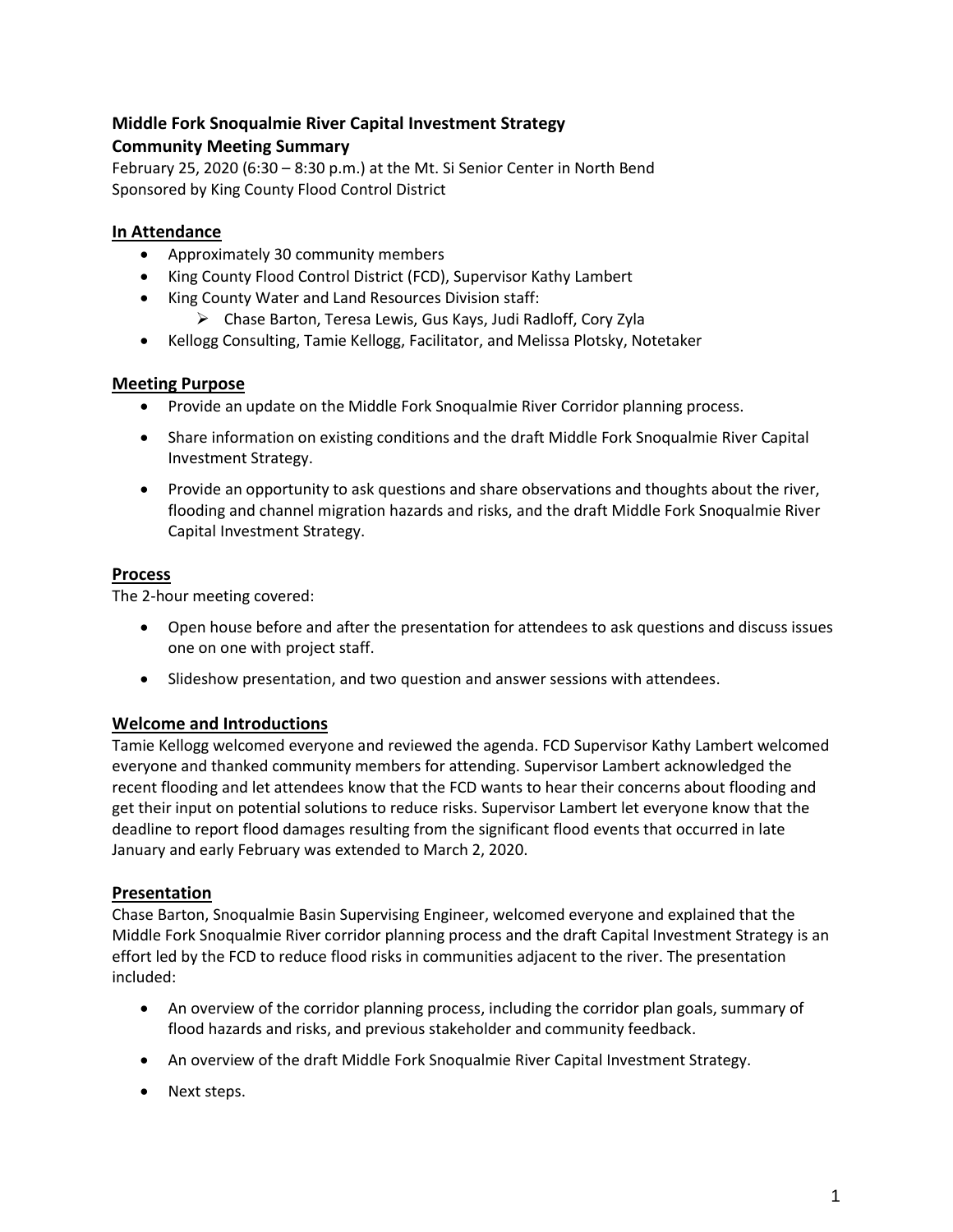**Middle Fork Snoqualmie River Capital Investment Strategy**
**Community Meeting Summary**

February 25, 2020 (6:30 – 8:30 p.m.) at the Mt. Si Senior Center in North Bend
Sponsored by King County Flood Control District

## In Attendance

- Approximately 30 community members
- King County Flood Control District (FCD), Supervisor Kathy Lambert
- King County Water and Land Resources Division staff:
  - Chase Barton, Teresa Lewis, Gus Kays, Judi Radloff, Cory Zyla
- Kellogg Consulting, Tamie Kellogg, Facilitator, and Melissa Plotsky, Notetaker

## Meeting Purpose

- Provide an update on the Middle Fork Snoqualmie River Corridor planning process.
- Share information on existing conditions and the draft Middle Fork Snoqualmie River Capital Investment Strategy.
- Provide an opportunity to ask questions and share observations and thoughts about the river, flooding and channel migration hazards and risks, and the draft Middle Fork Snoqualmie River Capital Investment Strategy.

## Process

The 2-hour meeting covered:

- Open house before and after the presentation for attendees to ask questions and discuss issues one on one with project staff.
- Slideshow presentation, and two question and answer sessions with attendees.

## Welcome and Introductions

Tamie Kellogg welcomed everyone and reviewed the agenda. FCD Supervisor Kathy Lambert welcomed everyone and thanked community members for attending. Supervisor Lambert acknowledged the recent flooding and let attendees know that the FCD wants to hear their concerns about flooding and get their input on potential solutions to reduce risks. Supervisor Lambert let everyone know that the deadline to report flood damages resulting from the significant flood events that occurred in late January and early February was extended to March 2, 2020.

## Presentation

Chase Barton, Snoqualmie Basin Supervising Engineer, welcomed everyone and explained that the Middle Fork Snoqualmie River corridor planning process and the draft Capital Investment Strategy is an effort led by the FCD to reduce flood risks in communities adjacent to the river. The presentation included:

- An overview of the corridor planning process, including the corridor plan goals, summary of flood hazards and risks, and previous stakeholder and community feedback.
- An overview of the draft Middle Fork Snoqualmie River Capital Investment Strategy.
- Next steps.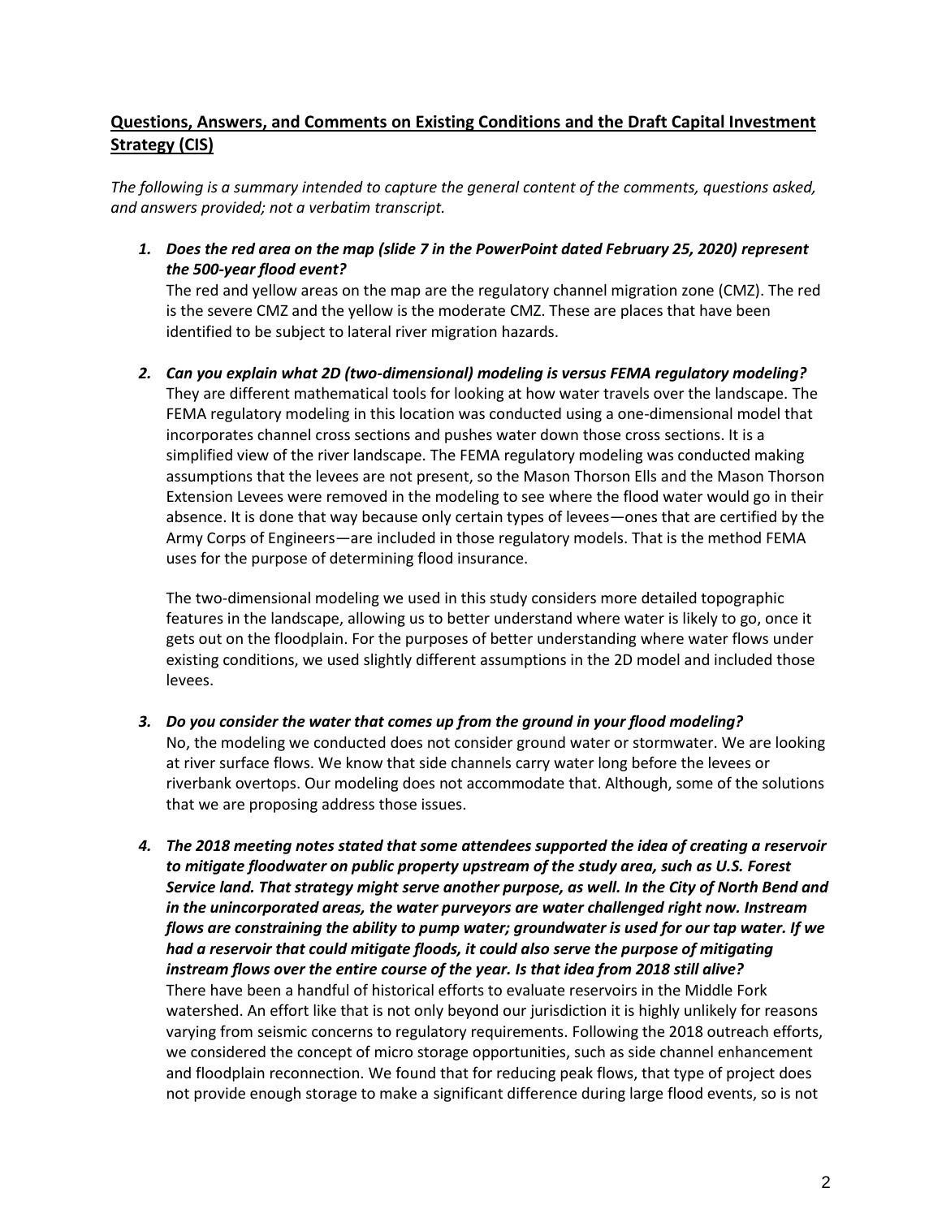## **Questions, Answers, and Comments on Existing Conditions and the Draft Capital Investment Strategy (CIS)**

*The following is a summary intended to capture the general content of the comments, questions asked, and answers provided; not a verbatim transcript.*

1. ***Does the red area on the map (slide 7 in the PowerPoint dated February 25, 2020) represent the 500-year flood event?***

   The red and yellow areas on the map are the regulatory channel migration zone (CMZ). The red is the severe CMZ and the yellow is the moderate CMZ. These are places that have been identified to be subject to lateral river migration hazards.

2. ***Can you explain what 2D (two-dimensional) modeling is versus FEMA regulatory modeling?***

   They are different mathematical tools for looking at how water travels over the landscape. The FEMA regulatory modeling in this location was conducted using a one-dimensional model that incorporates channel cross sections and pushes water down those cross sections. It is a simplified view of the river landscape. The FEMA regulatory modeling was conducted making assumptions that the levees are not present, so the Mason Thorson Ells and the Mason Thorson Extension Levees were removed in the modeling to see where the flood water would go in their absence. It is done that way because only certain types of levees—ones that are certified by the Army Corps of Engineers—are included in those regulatory models. That is the method FEMA uses for the purpose of determining flood insurance.

   The two-dimensional modeling we used in this study considers more detailed topographic features in the landscape, allowing us to better understand where water is likely to go, once it gets out on the floodplain. For the purposes of better understanding where water flows under existing conditions, we used slightly different assumptions in the 2D model and included those levees.

3. ***Do you consider the water that comes up from the ground in your flood modeling?***

   No, the modeling we conducted does not consider ground water or stormwater. We are looking at river surface flows. We know that side channels carry water long before the levees or riverbank overtops. Our modeling does not accommodate that. Although, some of the solutions that we are proposing address those issues.

4. ***The 2018 meeting notes stated that some attendees supported the idea of creating a reservoir to mitigate floodwater on public property upstream of the study area, such as U.S. Forest Service land. That strategy might serve another purpose, as well. In the City of North Bend and in the unincorporated areas, the water purveyors are water challenged right now. Instream flows are constraining the ability to pump water; groundwater is used for our tap water. If we had a reservoir that could mitigate floods, it could also serve the purpose of mitigating instream flows over the entire course of the year. Is that idea from 2018 still alive?***

   There have been a handful of historical efforts to evaluate reservoirs in the Middle Fork watershed. An effort like that is not only beyond our jurisdiction it is highly unlikely for reasons varying from seismic concerns to regulatory requirements. Following the 2018 outreach efforts, we considered the concept of micro storage opportunities, such as side channel enhancement and floodplain reconnection. We found that for reducing peak flows, that type of project does not provide enough storage to make a significant difference during large flood events, so is not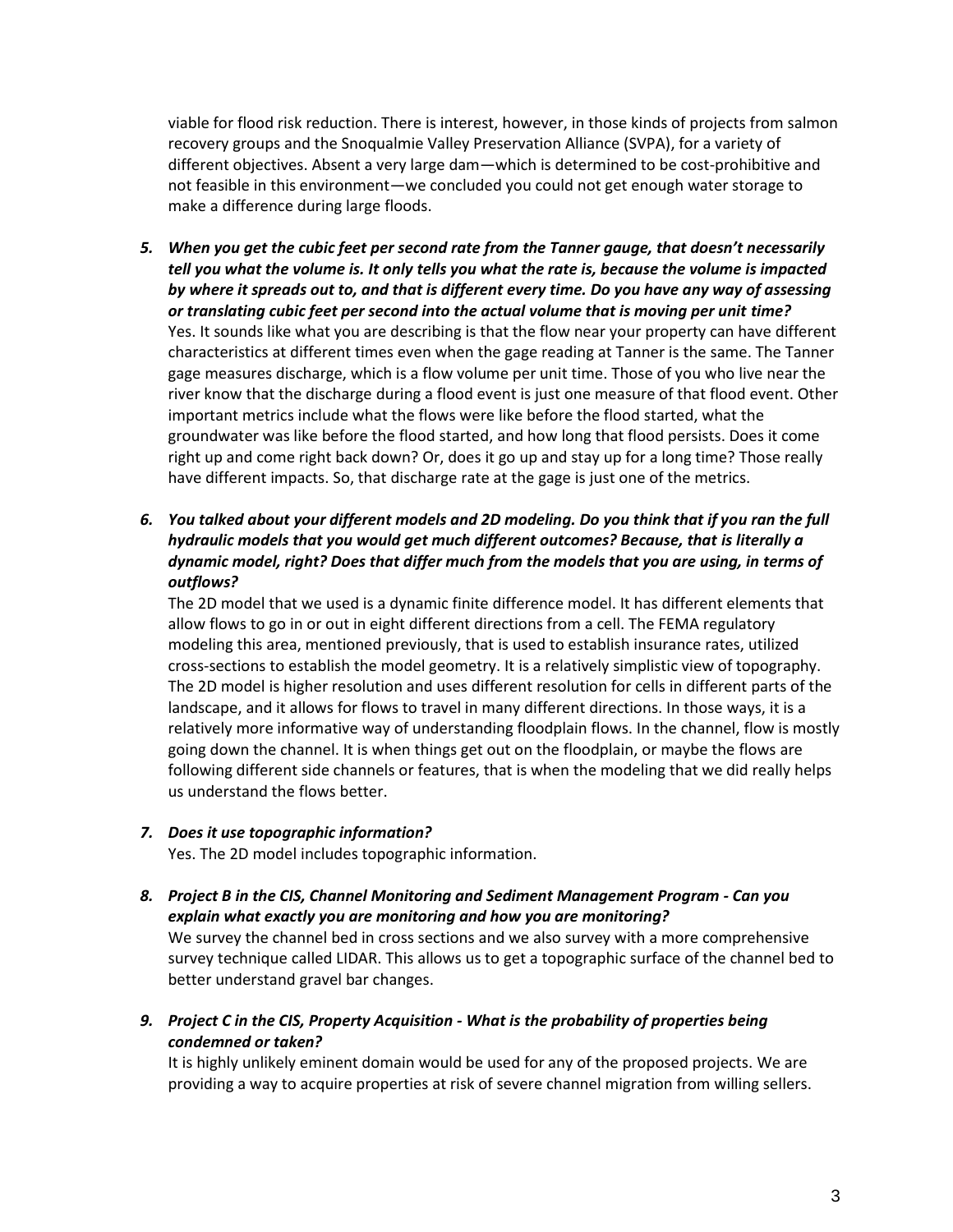viable for flood risk reduction. There is interest, however, in those kinds of projects from salmon recovery groups and the Snoqualmie Valley Preservation Alliance (SVPA), for a variety of different objectives. Absent a very large dam—which is determined to be cost-prohibitive and not feasible in this environment—we concluded you could not get enough water storage to make a difference during large floods.

5. ***When you get the cubic feet per second rate from the Tanner gauge, that doesn't necessarily tell you what the volume is. It only tells you what the rate is, because the volume is impacted by where it spreads out to, and that is different every time. Do you have any way of assessing or translating cubic feet per second into the actual volume that is moving per unit time?***
   Yes. It sounds like what you are describing is that the flow near your property can have different characteristics at different times even when the gage reading at Tanner is the same. The Tanner gage measures discharge, which is a flow volume per unit time. Those of you who live near the river know that the discharge during a flood event is just one measure of that flood event. Other important metrics include what the flows were like before the flood started, what the groundwater was like before the flood started, and how long that flood persists. Does it come right up and come right back down? Or, does it go up and stay up for a long time? Those really have different impacts. So, that discharge rate at the gage is just one of the metrics.

6. ***You talked about your different models and 2D modeling. Do you think that if you ran the full hydraulic models that you would get much different outcomes? Because, that is literally a dynamic model, right? Does that differ much from the models that you are using, in terms of outflows?***
   The 2D model that we used is a dynamic finite difference model. It has different elements that allow flows to go in or out in eight different directions from a cell. The FEMA regulatory modeling this area, mentioned previously, that is used to establish insurance rates, utilized cross-sections to establish the model geometry. It is a relatively simplistic view of topography. The 2D model is higher resolution and uses different resolution for cells in different parts of the landscape, and it allows for flows to travel in many different directions. In those ways, it is a relatively more informative way of understanding floodplain flows. In the channel, flow is mostly going down the channel. It is when things get out on the floodplain, or maybe the flows are following different side channels or features, that is when the modeling that we did really helps us understand the flows better.

7. ***Does it use topographic information?***
   Yes. The 2D model includes topographic information.

8. ***Project B in the CIS, Channel Monitoring and Sediment Management Program - Can you explain what exactly you are monitoring and how you are monitoring?***
   We survey the channel bed in cross sections and we also survey with a more comprehensive survey technique called LIDAR. This allows us to get a topographic surface of the channel bed to better understand gravel bar changes.

9. ***Project C in the CIS, Property Acquisition - What is the probability of properties being condemned or taken?***
   It is highly unlikely eminent domain would be used for any of the proposed projects. We are providing a way to acquire properties at risk of severe channel migration from willing sellers.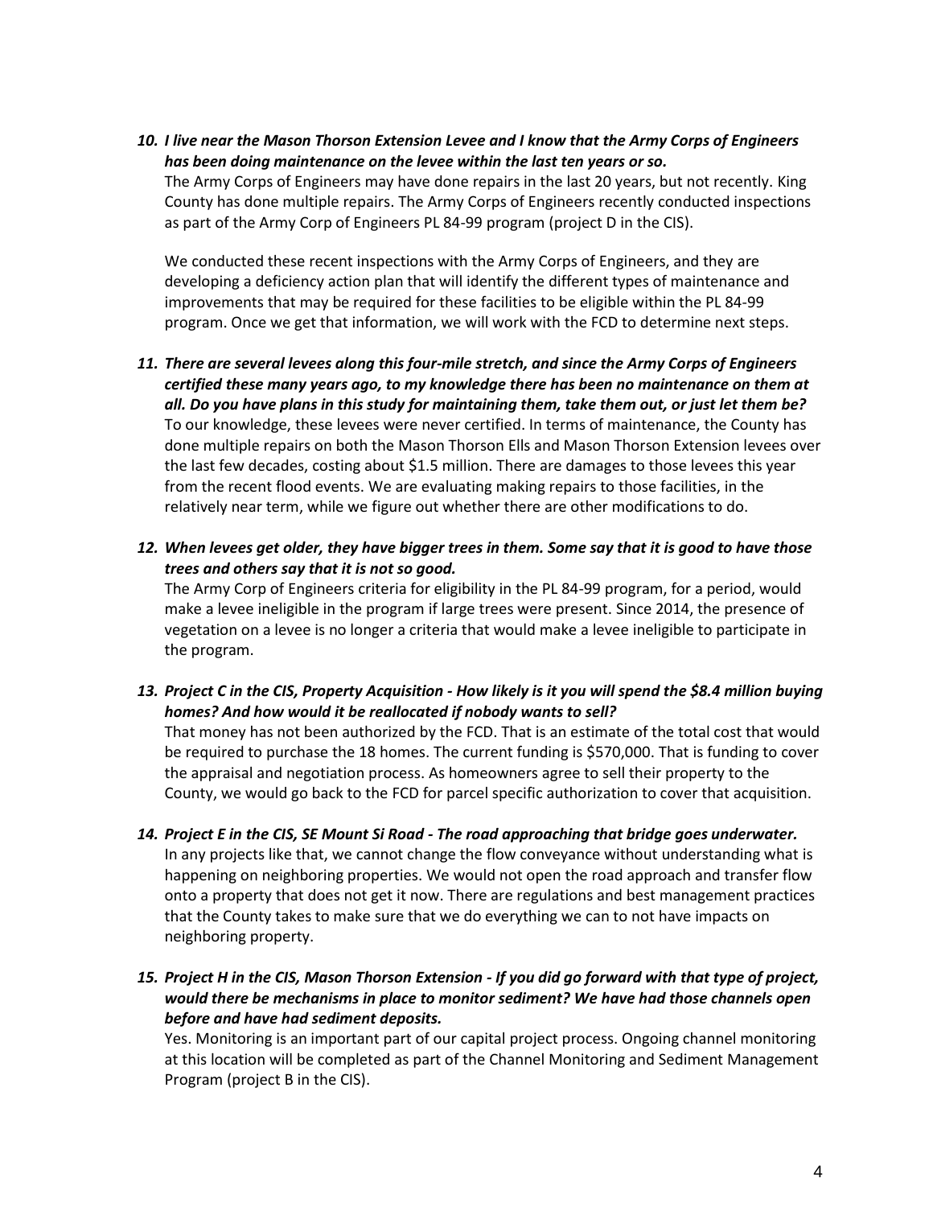10. ***I live near the Mason Thorson Extension Levee and I know that the Army Corps of Engineers has been doing maintenance on the levee within the last ten years or so.***
    The Army Corps of Engineers may have done repairs in the last 20 years, but not recently. King County has done multiple repairs. The Army Corps of Engineers recently conducted inspections as part of the Army Corp of Engineers PL 84-99 program (project D in the CIS).

    We conducted these recent inspections with the Army Corps of Engineers, and they are developing a deficiency action plan that will identify the different types of maintenance and improvements that may be required for these facilities to be eligible within the PL 84-99 program. Once we get that information, we will work with the FCD to determine next steps.

11. ***There are several levees along this four-mile stretch, and since the Army Corps of Engineers certified these many years ago, to my knowledge there has been no maintenance on them at all. Do you have plans in this study for maintaining them, take them out, or just let them be?***
    To our knowledge, these levees were never certified. In terms of maintenance, the County has done multiple repairs on both the Mason Thorson Ells and Mason Thorson Extension levees over the last few decades, costing about $1.5 million. There are damages to those levees this year from the recent flood events. We are evaluating making repairs to those facilities, in the relatively near term, while we figure out whether there are other modifications to do.

12. ***When levees get older, they have bigger trees in them. Some say that it is good to have those trees and others say that it is not so good.***
    The Army Corp of Engineers criteria for eligibility in the PL 84-99 program, for a period, would make a levee ineligible in the program if large trees were present. Since 2014, the presence of vegetation on a levee is no longer a criteria that would make a levee ineligible to participate in the program.

13. ***Project C in the CIS, Property Acquisition - How likely is it you will spend the $8.4 million buying homes? And how would it be reallocated if nobody wants to sell?***
    That money has not been authorized by the FCD. That is an estimate of the total cost that would be required to purchase the 18 homes. The current funding is $570,000. That is funding to cover the appraisal and negotiation process. As homeowners agree to sell their property to the County, we would go back to the FCD for parcel specific authorization to cover that acquisition.

14. ***Project E in the CIS, SE Mount Si Road - The road approaching that bridge goes underwater.***
    In any projects like that, we cannot change the flow conveyance without understanding what is happening on neighboring properties. We would not open the road approach and transfer flow onto a property that does not get it now. There are regulations and best management practices that the County takes to make sure that we do everything we can to not have impacts on neighboring property.

15. ***Project H in the CIS, Mason Thorson Extension - If you did go forward with that type of project, would there be mechanisms in place to monitor sediment? We have had those channels open before and have had sediment deposits.***
    Yes. Monitoring is an important part of our capital project process. Ongoing channel monitoring at this location will be completed as part of the Channel Monitoring and Sediment Management Program (project B in the CIS).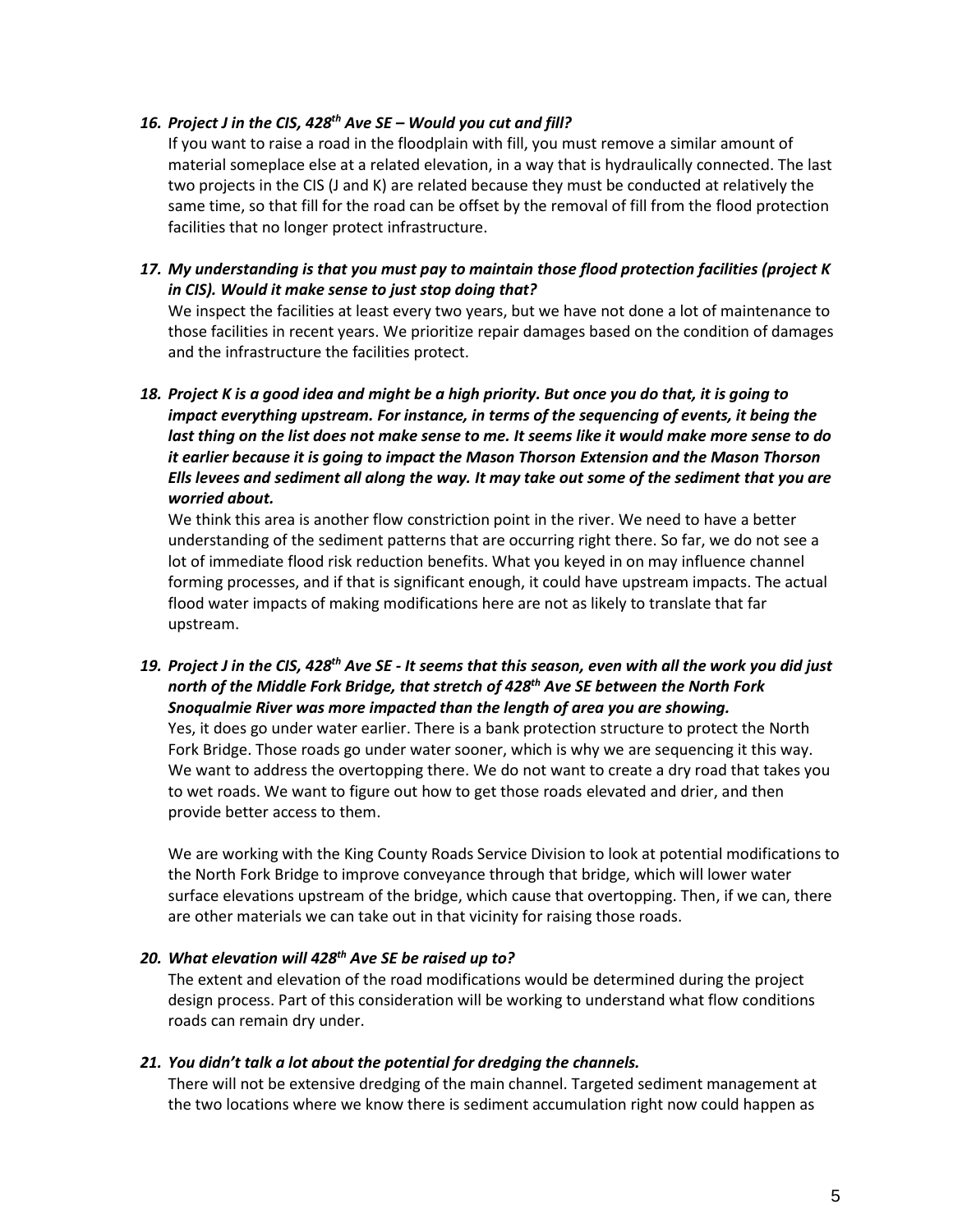16. ***Project J in the CIS, 428th Ave SE – Would you cut and fill?***

    If you want to raise a road in the floodplain with fill, you must remove a similar amount of material someplace else at a related elevation, in a way that is hydraulically connected. The last two projects in the CIS (J and K) are related because they must be conducted at relatively the same time, so that fill for the road can be offset by the removal of fill from the flood protection facilities that no longer protect infrastructure.

17. ***My understanding is that you must pay to maintain those flood protection facilities (project K in CIS). Would it make sense to just stop doing that?***

    We inspect the facilities at least every two years, but we have not done a lot of maintenance to those facilities in recent years. We prioritize repair damages based on the condition of damages and the infrastructure the facilities protect.

18. ***Project K is a good idea and might be a high priority. But once you do that, it is going to impact everything upstream. For instance, in terms of the sequencing of events, it being the last thing on the list does not make sense to me. It seems like it would make more sense to do it earlier because it is going to impact the Mason Thorson Extension and the Mason Thorson Ells levees and sediment all along the way. It may take out some of the sediment that you are worried about.***

    We think this area is another flow constriction point in the river. We need to have a better understanding of the sediment patterns that are occurring right there. So far, we do not see a lot of immediate flood risk reduction benefits. What you keyed in on may influence channel forming processes, and if that is significant enough, it could have upstream impacts. The actual flood water impacts of making modifications here are not as likely to translate that far upstream.

19. ***Project J in the CIS, 428th Ave SE - It seems that this season, even with all the work you did just north of the Middle Fork Bridge, that stretch of 428th Ave SE between the North Fork Snoqualmie River was more impacted than the length of area you are showing.***

    Yes, it does go under water earlier. There is a bank protection structure to protect the North Fork Bridge. Those roads go under water sooner, which is why we are sequencing it this way. We want to address the overtopping there. We do not want to create a dry road that takes you to wet roads. We want to figure out how to get those roads elevated and drier, and then provide better access to them.

    We are working with the King County Roads Service Division to look at potential modifications to the North Fork Bridge to improve conveyance through that bridge, which will lower water surface elevations upstream of the bridge, which cause that overtopping. Then, if we can, there are other materials we can take out in that vicinity for raising those roads.

20. ***What elevation will 428th Ave SE be raised up to?***

    The extent and elevation of the road modifications would be determined during the project design process. Part of this consideration will be working to understand what flow conditions roads can remain dry under.

21. ***You didn't talk a lot about the potential for dredging the channels.***

    There will not be extensive dredging of the main channel. Targeted sediment management at the two locations where we know there is sediment accumulation right now could happen as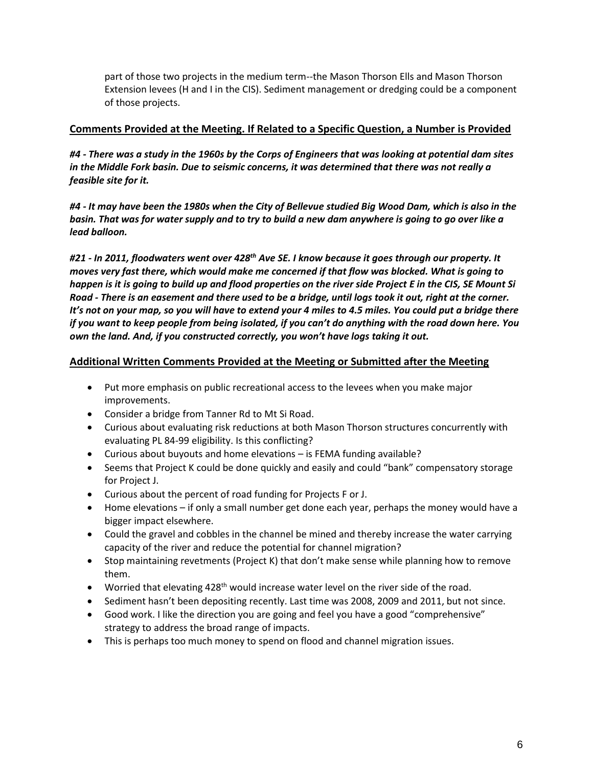part of those two projects in the medium term--the Mason Thorson Ells and Mason Thorson Extension levees (H and I in the CIS). Sediment management or dredging could be a component of those projects.

## Comments Provided at the Meeting. If Related to a Specific Question, a Number is Provided

***#4 - There was a study in the 1960s by the Corps of Engineers that was looking at potential dam sites in the Middle Fork basin. Due to seismic concerns, it was determined that there was not really a feasible site for it.***

***#4 - It may have been the 1980s when the City of Bellevue studied Big Wood Dam, which is also in the basin. That was for water supply and to try to build a new dam anywhere is going to go over like a lead balloon.***

***#21 - In 2011, floodwaters went over 428th Ave SE. I know because it goes through our property. It moves very fast there, which would make me concerned if that flow was blocked. What is going to happen is it is going to build up and flood properties on the river side Project E in the CIS, SE Mount Si Road - There is an easement and there used to be a bridge, until logs took it out, right at the corner. It's not on your map, so you will have to extend your 4 miles to 4.5 miles. You could put a bridge there if you want to keep people from being isolated, if you can't do anything with the road down here. You own the land. And, if you constructed correctly, you won't have logs taking it out.***

## Additional Written Comments Provided at the Meeting or Submitted after the Meeting

- Put more emphasis on public recreational access to the levees when you make major improvements.
- Consider a bridge from Tanner Rd to Mt Si Road.
- Curious about evaluating risk reductions at both Mason Thorson structures concurrently with evaluating PL 84-99 eligibility. Is this conflicting?
- Curious about buyouts and home elevations – is FEMA funding available?
- Seems that Project K could be done quickly and easily and could "bank" compensatory storage for Project J.
- Curious about the percent of road funding for Projects F or J.
- Home elevations – if only a small number get done each year, perhaps the money would have a bigger impact elsewhere.
- Could the gravel and cobbles in the channel be mined and thereby increase the water carrying capacity of the river and reduce the potential for channel migration?
- Stop maintaining revetments (Project K) that don't make sense while planning how to remove them.
- Worried that elevating 428th would increase water level on the river side of the road.
- Sediment hasn't been depositing recently. Last time was 2008, 2009 and 2011, but not since.
- Good work. I like the direction you are going and feel you have a good "comprehensive" strategy to address the broad range of impacts.
- This is perhaps too much money to spend on flood and channel migration issues.